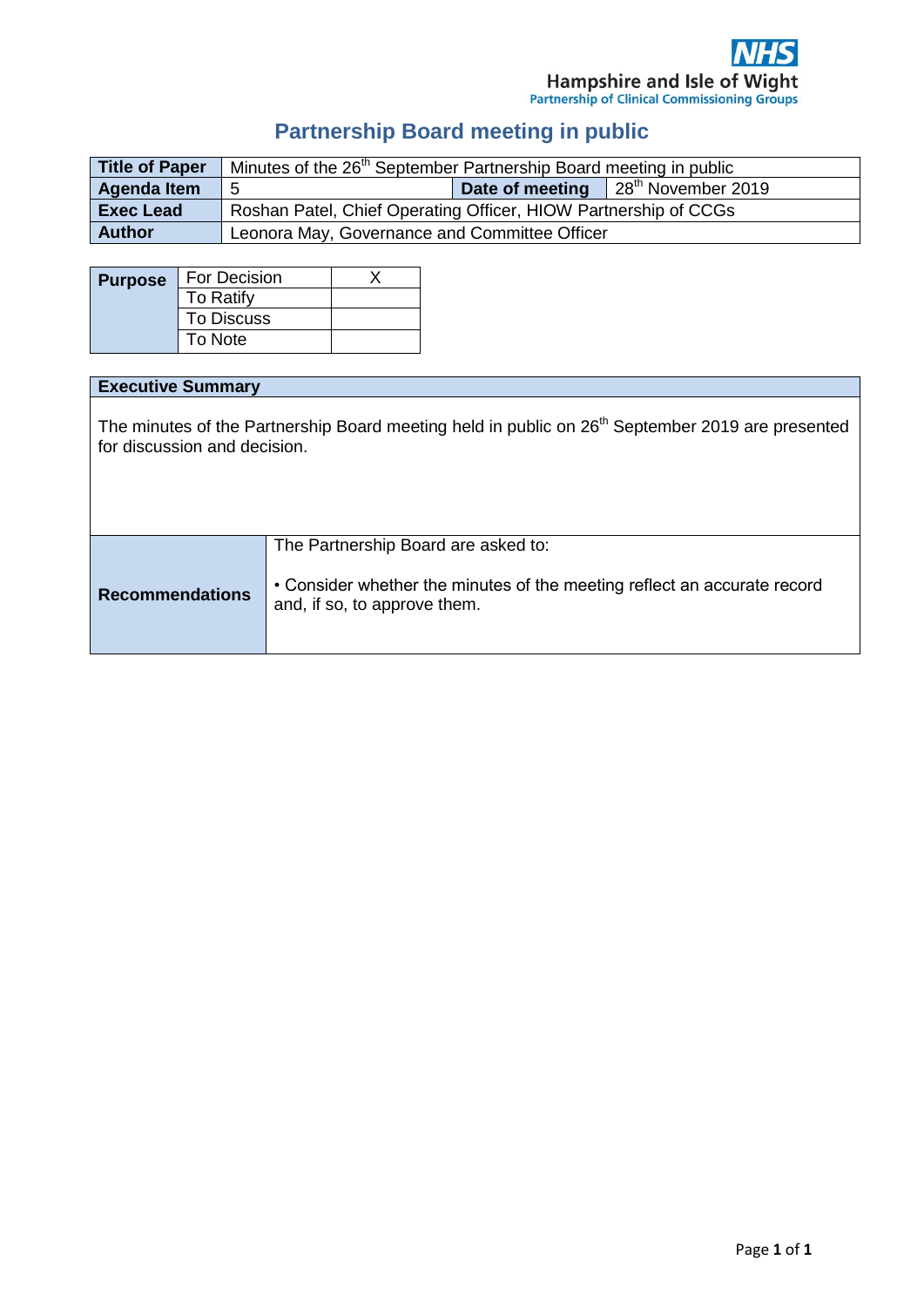NHS
Hampshire and Isle of Wight
Partnership of Clinical Commissioning Groups

# Partnership Board meeting in public

| **Title of Paper** | Minutes of the 26th September Partnership Board meeting in public | | |
|---|---|---|---|
| **Agenda Item** | 5 | **Date of meeting** | 28th November 2019 |
| **Exec Lead** | Roshan Patel, Chief Operating Officer, HIOW Partnership of CCGs | | |
| **Author** | Leonora May, Governance and Committee Officer | | |

| **Purpose** | | |
|---|---|---|
| | For Decision | X |
| | To Ratify | |
| | To Discuss | |
| | To Note | |

| **Executive Summary** | |
|---|---|
| The minutes of the Partnership Board meeting held in public on 26th September 2019 are presented for discussion and decision. | |
| **Recommendations** | The Partnership Board are asked to:<br><br>• Consider whether the minutes of the meeting reflect an accurate record and, if so, to approve them. |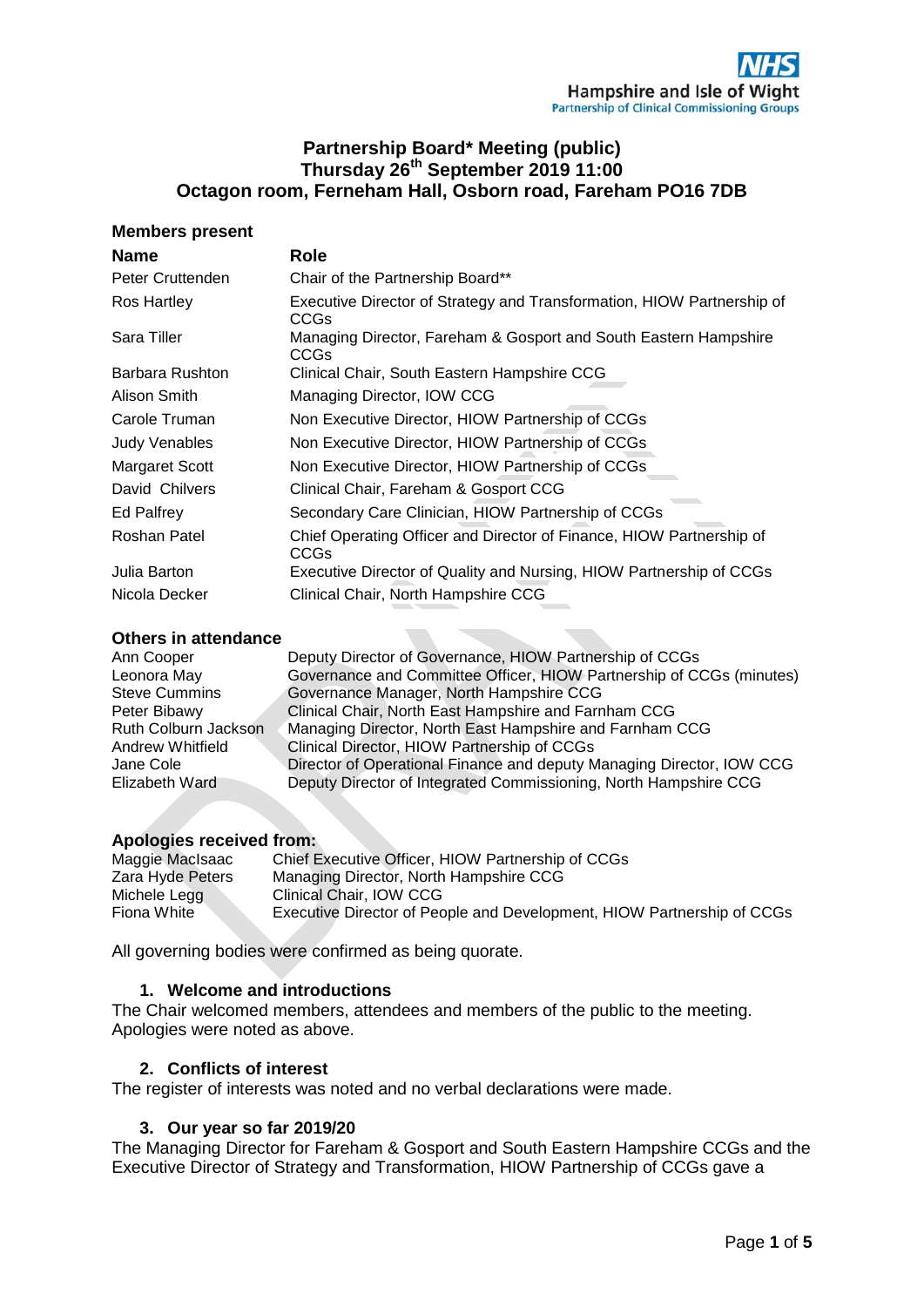# Partnership Board* Meeting (public)
# Thursday 26th September 2019 11:00
# Octagon room, Ferneham Hall, Osborn road, Fareham PO16 7DB

## Members present

| Name | Role |
| --- | --- |
| Peter Cruttenden | Chair of the Partnership Board** |
| Ros Hartley | Executive Director of Strategy and Transformation, HIOW Partnership of CCGs |
| Sara Tiller | Managing Director, Fareham & Gosport and South Eastern Hampshire CCGs |
| Barbara Rushton | Clinical Chair, South Eastern Hampshire CCG |
| Alison Smith | Managing Director, IOW CCG |
| Carole Truman | Non Executive Director, HIOW Partnership of CCGs |
| Judy Venables | Non Executive Director, HIOW Partnership of CCGs |
| Margaret Scott | Non Executive Director, HIOW Partnership of CCGs |
| David Chilvers | Clinical Chair, Fareham & Gosport CCG |
| Ed Palfrey | Secondary Care Clinician, HIOW Partnership of CCGs |
| Roshan Patel | Chief Operating Officer and Director of Finance, HIOW Partnership of CCGs |
| Julia Barton | Executive Director of Quality and Nursing, HIOW Partnership of CCGs |
| Nicola Decker | Clinical Chair, North Hampshire CCG |

## Others in attendance

| | |
| --- | --- |
| Ann Cooper | Deputy Director of Governance, HIOW Partnership of CCGs |
| Leonora May | Governance and Committee Officer, HIOW Partnership of CCGs (minutes) |
| Steve Cummins | Governance Manager, North Hampshire CCG |
| Peter Bibawy | Clinical Chair, North East Hampshire and Farnham CCG |
| Ruth Colburn Jackson | Managing Director, North East Hampshire and Farnham CCG |
| Andrew Whitfield | Clinical Director, HIOW Partnership of CCGs |
| Jane Cole | Director of Operational Finance and deputy Managing Director, IOW CCG |
| Elizabeth Ward | Deputy Director of Integrated Commissioning, North Hampshire CCG |

## Apologies received from:

| | |
| --- | --- |
| Maggie MacIsaac | Chief Executive Officer, HIOW Partnership of CCGs |
| Zara Hyde Peters | Managing Director, North Hampshire CCG |
| Michele Legg | Clinical Chair, IOW CCG |
| Fiona White | Executive Director of People and Development, HIOW Partnership of CCGs |

All governing bodies were confirmed as being quorate.

### 1. Welcome and introductions

The Chair welcomed members, attendees and members of the public to the meeting. Apologies were noted as above.

### 2. Conflicts of interest

The register of interests was noted and no verbal declarations were made.

### 3. Our year so far 2019/20

The Managing Director for Fareham & Gosport and South Eastern Hampshire CCGs and the Executive Director of Strategy and Transformation, HIOW Partnership of CCGs gave a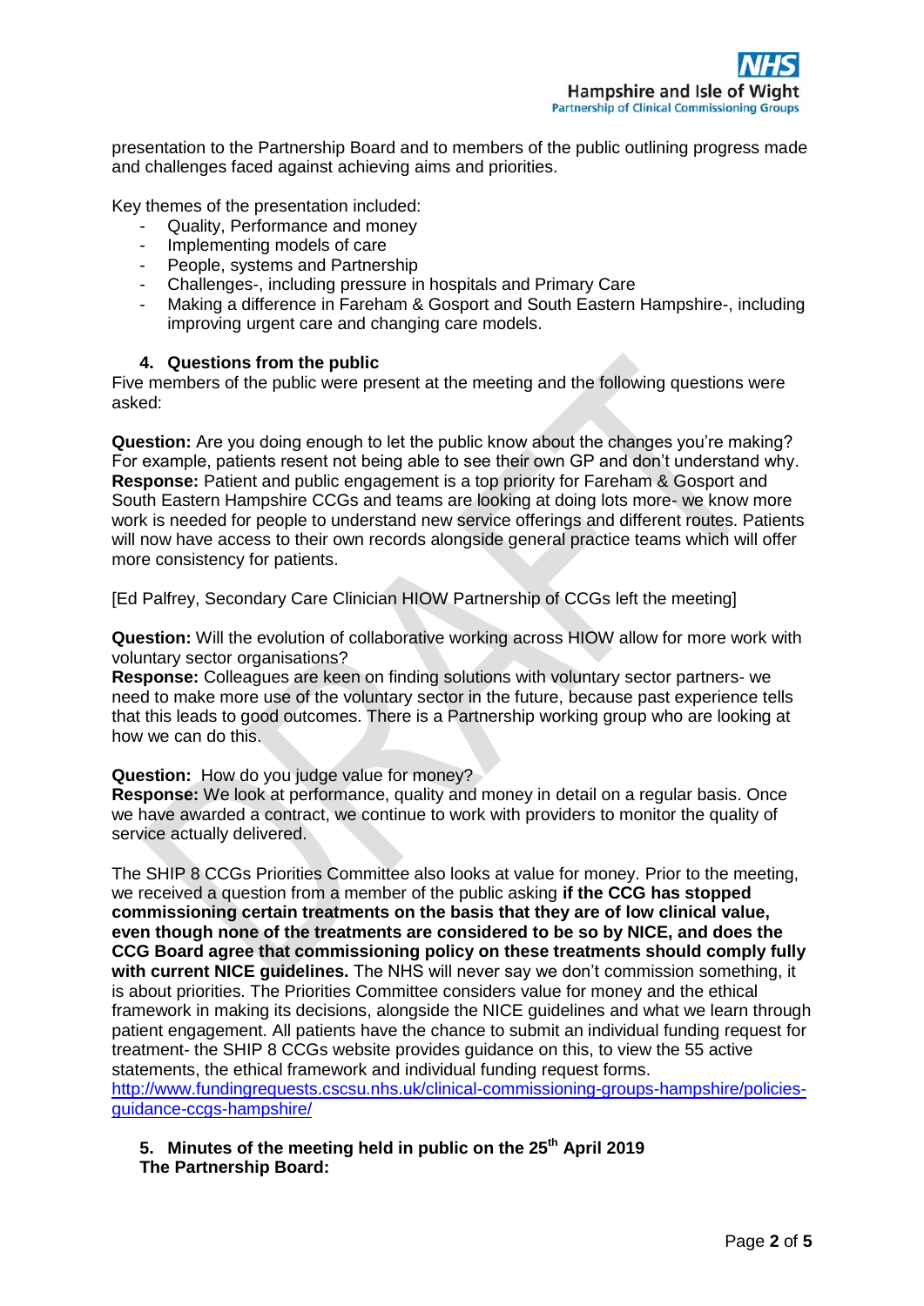presentation to the Partnership Board and to members of the public outlining progress made and challenges faced against achieving aims and priorities.

Key themes of the presentation included:

- Quality, Performance and money
- Implementing models of care
- People, systems and Partnership
- Challenges-, including pressure in hospitals and Primary Care
- Making a difference in Fareham & Gosport and South Eastern Hampshire-, including improving urgent care and changing care models.

**4. Questions from the public**

Five members of the public were present at the meeting and the following questions were asked:

**Question:** Are you doing enough to let the public know about the changes you're making? For example, patients resent not being able to see their own GP and don't understand why.
**Response:** Patient and public engagement is a top priority for Fareham & Gosport and South Eastern Hampshire CCGs and teams are looking at doing lots more- we know more work is needed for people to understand new service offerings and different routes. Patients will now have access to their own records alongside general practice teams which will offer more consistency for patients.

[Ed Palfrey, Secondary Care Clinician HIOW Partnership of CCGs left the meeting]

**Question:** Will the evolution of collaborative working across HIOW allow for more work with voluntary sector organisations?
**Response:** Colleagues are keen on finding solutions with voluntary sector partners- we need to make more use of the voluntary sector in the future, because past experience tells that this leads to good outcomes. There is a Partnership working group who are looking at how we can do this.

**Question:** How do you judge value for money?
**Response:** We look at performance, quality and money in detail on a regular basis. Once we have awarded a contract, we continue to work with providers to monitor the quality of service actually delivered.

The SHIP 8 CCGs Priorities Committee also looks at value for money. Prior to the meeting, we received a question from a member of the public asking **if the CCG has stopped commissioning certain treatments on the basis that they are of low clinical value, even though none of the treatments are considered to be so by NICE, and does the CCG Board agree that commissioning policy on these treatments should comply fully with current NICE guidelines.** The NHS will never say we don't commission something, it is about priorities. The Priorities Committee considers value for money and the ethical framework in making its decisions, alongside the NICE guidelines and what we learn through patient engagement. All patients have the chance to submit an individual funding request for treatment- the SHIP 8 CCGs website provides guidance on this, to view the 55 active statements, the ethical framework and individual funding request forms.
http://www.fundingrequests.cscsu.nhs.uk/clinical-commissioning-groups-hampshire/policies-guidance-ccgs-hampshire/

**5. Minutes of the meeting held in public on the 25th April 2019**
**The Partnership Board:**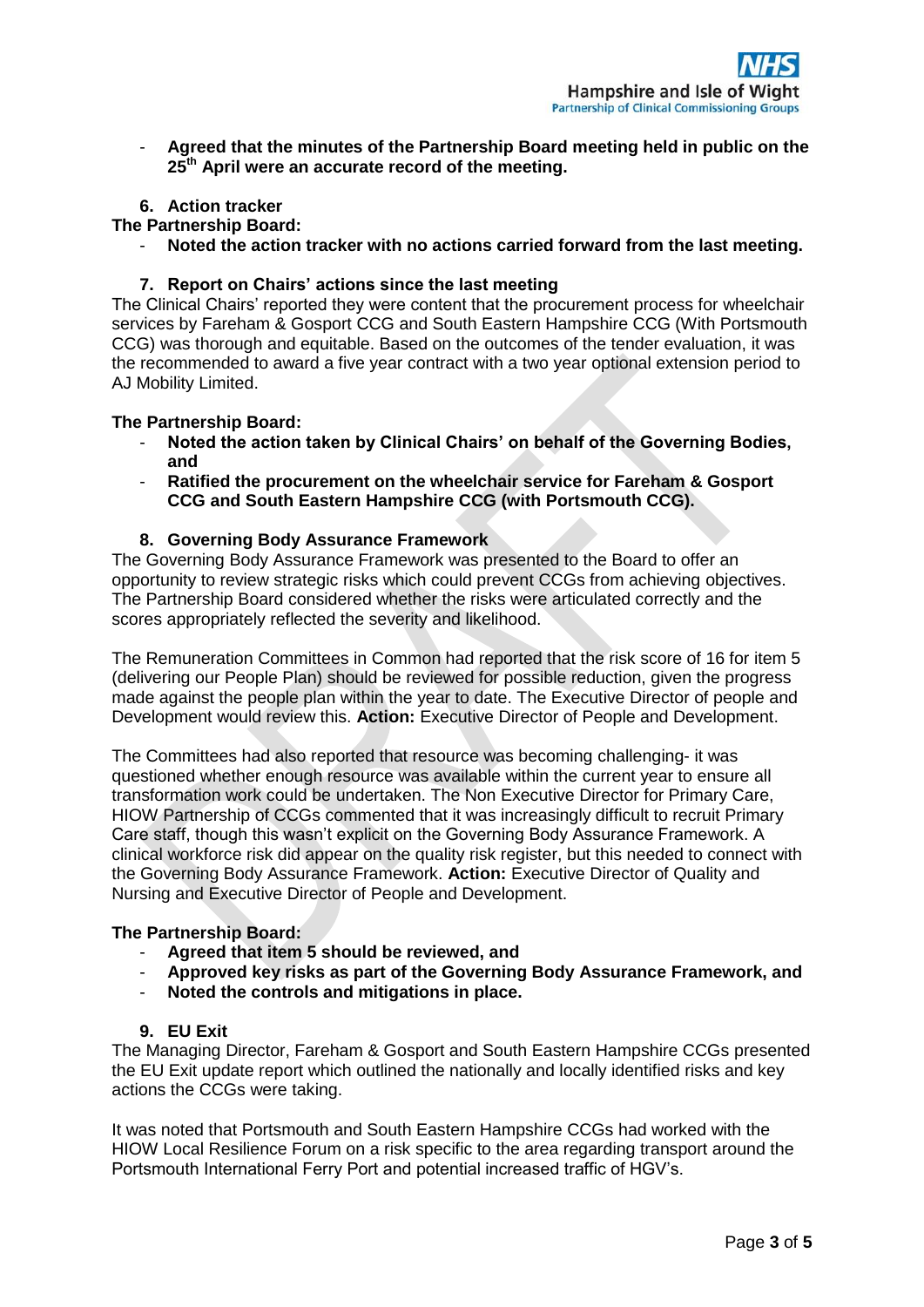- **Agreed that the minutes of the Partnership Board meeting held in public on the 25th April were an accurate record of the meeting.**

### 6. Action tracker

**The Partnership Board:**

- **Noted the action tracker with no actions carried forward from the last meeting.**

### 7. Report on Chairs' actions since the last meeting

The Clinical Chairs' reported they were content that the procurement process for wheelchair services by Fareham & Gosport CCG and South Eastern Hampshire CCG (With Portsmouth CCG) was thorough and equitable. Based on the outcomes of the tender evaluation, it was the recommended to award a five year contract with a two year optional extension period to AJ Mobility Limited.

**The Partnership Board:**

- **Noted the action taken by Clinical Chairs' on behalf of the Governing Bodies, and**
- **Ratified the procurement on the wheelchair service for Fareham & Gosport CCG and South Eastern Hampshire CCG (with Portsmouth CCG).**

### 8. Governing Body Assurance Framework

The Governing Body Assurance Framework was presented to the Board to offer an opportunity to review strategic risks which could prevent CCGs from achieving objectives. The Partnership Board considered whether the risks were articulated correctly and the scores appropriately reflected the severity and likelihood.

The Remuneration Committees in Common had reported that the risk score of 16 for item 5 (delivering our People Plan) should be reviewed for possible reduction, given the progress made against the people plan within the year to date. The Executive Director of people and Development would review this. **Action:** Executive Director of People and Development.

The Committees had also reported that resource was becoming challenging- it was questioned whether enough resource was available within the current year to ensure all transformation work could be undertaken. The Non Executive Director for Primary Care, HIOW Partnership of CCGs commented that it was increasingly difficult to recruit Primary Care staff, though this wasn't explicit on the Governing Body Assurance Framework. A clinical workforce risk did appear on the quality risk register, but this needed to connect with the Governing Body Assurance Framework. **Action:** Executive Director of Quality and Nursing and Executive Director of People and Development.

**The Partnership Board:**

- **Agreed that item 5 should be reviewed, and**
- **Approved key risks as part of the Governing Body Assurance Framework, and**
- **Noted the controls and mitigations in place.**

### 9. EU Exit

The Managing Director, Fareham & Gosport and South Eastern Hampshire CCGs presented the EU Exit update report which outlined the nationally and locally identified risks and key actions the CCGs were taking.

It was noted that Portsmouth and South Eastern Hampshire CCGs had worked with the HIOW Local Resilience Forum on a risk specific to the area regarding transport around the Portsmouth International Ferry Port and potential increased traffic of HGV's.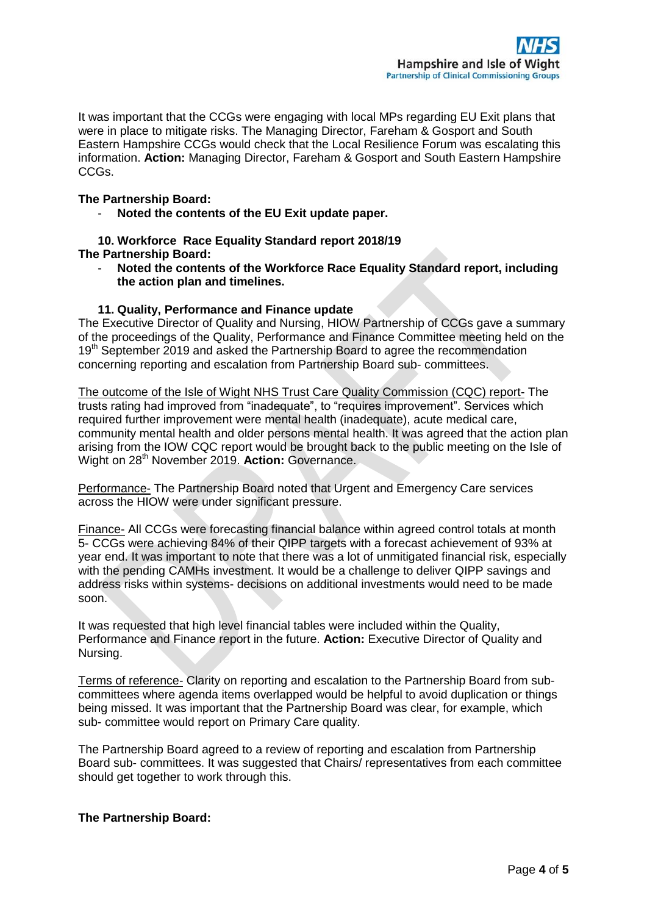It was important that the CCGs were engaging with local MPs regarding EU Exit plans that were in place to mitigate risks. The Managing Director, Fareham & Gosport and South Eastern Hampshire CCGs would check that the Local Resilience Forum was escalating this information. **Action:** Managing Director, Fareham & Gosport and South Eastern Hampshire CCGs.

**The Partnership Board:**

- **Noted the contents of the EU Exit update paper.**

### 10. Workforce Race Equality Standard report 2018/19

**The Partnership Board:**

- **Noted the contents of the Workforce Race Equality Standard report, including the action plan and timelines.**

### 11. Quality, Performance and Finance update

The Executive Director of Quality and Nursing, HIOW Partnership of CCGs gave a summary of the proceedings of the Quality, Performance and Finance Committee meeting held on the 19th September 2019 and asked the Partnership Board to agree the recommendation concerning reporting and escalation from Partnership Board sub- committees.

<u>The outcome of the Isle of Wight NHS Trust Care Quality Commission (CQC) report-</u> The trusts rating had improved from "inadequate", to "requires improvement". Services which required further improvement were mental health (inadequate), acute medical care, community mental health and older persons mental health. It was agreed that the action plan arising from the IOW CQC report would be brought back to the public meeting on the Isle of Wight on 28th November 2019. **Action:** Governance.

<u>Performance-</u> The Partnership Board noted that Urgent and Emergency Care services across the HIOW were under significant pressure.

<u>Finance-</u> All CCGs were forecasting financial balance within agreed control totals at month 5- CCGs were achieving 84% of their QIPP targets with a forecast achievement of 93% at year end. It was important to note that there was a lot of unmitigated financial risk, especially with the pending CAMHs investment. It would be a challenge to deliver QIPP savings and address risks within systems- decisions on additional investments would need to be made soon.

It was requested that high level financial tables were included within the Quality, Performance and Finance report in the future. **Action:** Executive Director of Quality and Nursing.

<u>Terms of reference-</u> Clarity on reporting and escalation to the Partnership Board from sub-committees where agenda items overlapped would be helpful to avoid duplication or things being missed. It was important that the Partnership Board was clear, for example, which sub- committee would report on Primary Care quality.

The Partnership Board agreed to a review of reporting and escalation from Partnership Board sub- committees. It was suggested that Chairs/ representatives from each committee should get together to work through this.

**The Partnership Board:**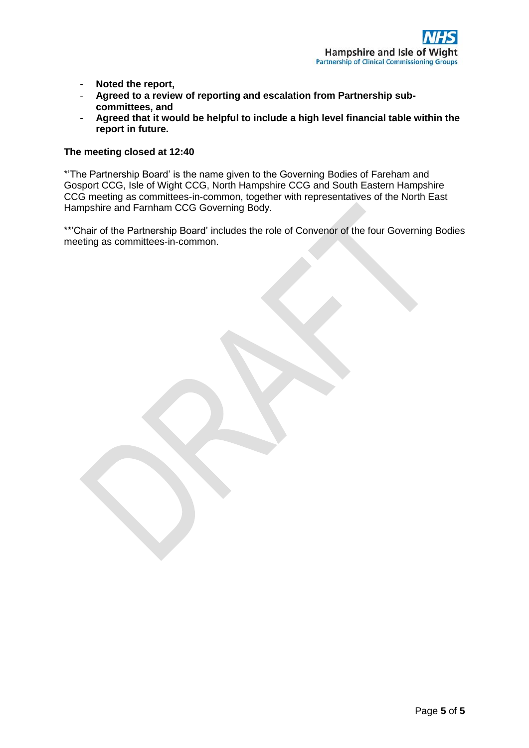- **Noted the report,**
- **Agreed to a review of reporting and escalation from Partnership sub-committees, and**
- **Agreed that it would be helpful to include a high level financial table within the report in future.**

**The meeting closed at 12:40**

*'The Partnership Board' is the name given to the Governing Bodies of Fareham and Gosport CCG, Isle of Wight CCG, North Hampshire CCG and South Eastern Hampshire CCG meeting as committees-in-common, together with representatives of the North East Hampshire and Farnham CCG Governing Body.

**'Chair of the Partnership Board' includes the role of Convenor of the four Governing Bodies meeting as committees-in-common.